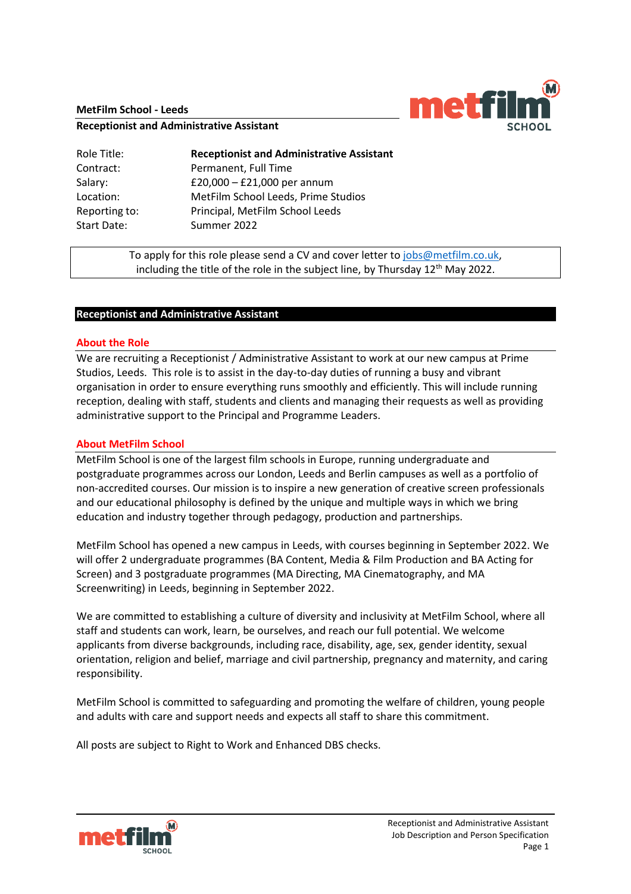**MetFilm School - Leeds**
**Receptionist and Administrative Assistant**

| | |
|---|---|
| Role Title: | **Receptionist and Administrative Assistant** |
| Contract: | Permanent, Full Time |
| Salary: | £20,000 – £21,000 per annum |
| Location: | MetFilm School Leeds, Prime Studios |
| Reporting to: | Principal, MetFilm School Leeds |
| Start Date: | Summer 2022 |

To apply for this role please send a CV and cover letter to jobs@metfilm.co.uk, including the title of the role in the subject line, by Thursday 12th May 2022.

## Receptionist and Administrative Assistant

### About the Role

We are recruiting a Receptionist / Administrative Assistant to work at our new campus at Prime Studios, Leeds. This role is to assist in the day-to-day duties of running a busy and vibrant organisation in order to ensure everything runs smoothly and efficiently. This will include running reception, dealing with staff, students and clients and managing their requests as well as providing administrative support to the Principal and Programme Leaders.

### About MetFilm School

MetFilm School is one of the largest film schools in Europe, running undergraduate and postgraduate programmes across our London, Leeds and Berlin campuses as well as a portfolio of non-accredited courses. Our mission is to inspire a new generation of creative screen professionals and our educational philosophy is defined by the unique and multiple ways in which we bring education and industry together through pedagogy, production and partnerships.

MetFilm School has opened a new campus in Leeds, with courses beginning in September 2022. We will offer 2 undergraduate programmes (BA Content, Media & Film Production and BA Acting for Screen) and 3 postgraduate programmes (MA Directing, MA Cinematography, and MA Screenwriting) in Leeds, beginning in September 2022.

We are committed to establishing a culture of diversity and inclusivity at MetFilm School, where all staff and students can work, learn, be ourselves, and reach our full potential. We welcome applicants from diverse backgrounds, including race, disability, age, sex, gender identity, sexual orientation, religion and belief, marriage and civil partnership, pregnancy and maternity, and caring responsibility.

MetFilm School is committed to safeguarding and promoting the welfare of children, young people and adults with care and support needs and expects all staff to share this commitment.

All posts are subject to Right to Work and Enhanced DBS checks.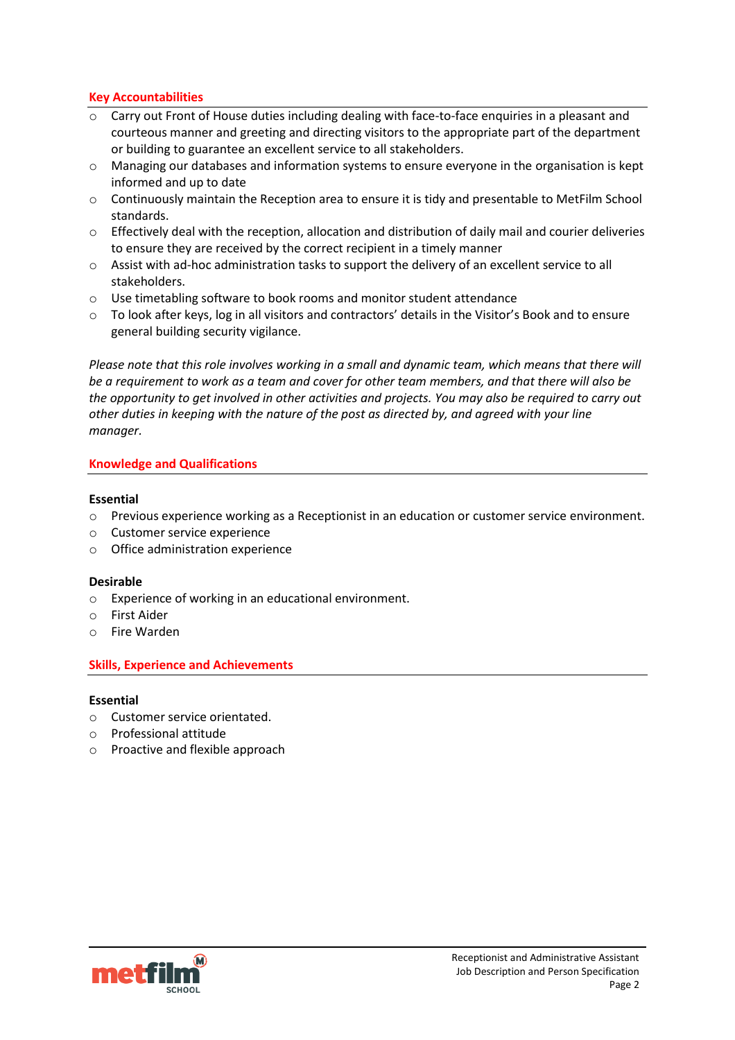## Key Accountabilities

- Carry out Front of House duties including dealing with face-to-face enquiries in a pleasant and courteous manner and greeting and directing visitors to the appropriate part of the department or building to guarantee an excellent service to all stakeholders.
- Managing our databases and information systems to ensure everyone in the organisation is kept informed and up to date
- Continuously maintain the Reception area to ensure it is tidy and presentable to MetFilm School standards.
- Effectively deal with the reception, allocation and distribution of daily mail and courier deliveries to ensure they are received by the correct recipient in a timely manner
- Assist with ad-hoc administration tasks to support the delivery of an excellent service to all stakeholders.
- Use timetabling software to book rooms and monitor student attendance
- To look after keys, log in all visitors and contractors' details in the Visitor's Book and to ensure general building security vigilance.

*Please note that this role involves working in a small and dynamic team, which means that there will be a requirement to work as a team and cover for other team members, and that there will also be the opportunity to get involved in other activities and projects. You may also be required to carry out other duties in keeping with the nature of the post as directed by, and agreed with your line manager.*

## Knowledge and Qualifications

**Essential**

- Previous experience working as a Receptionist in an education or customer service environment.
- Customer service experience
- Office administration experience

**Desirable**

- Experience of working in an educational environment.
- First Aider
- Fire Warden

## Skills, Experience and Achievements

**Essential**

- Customer service orientated.
- Professional attitude
- Proactive and flexible approach